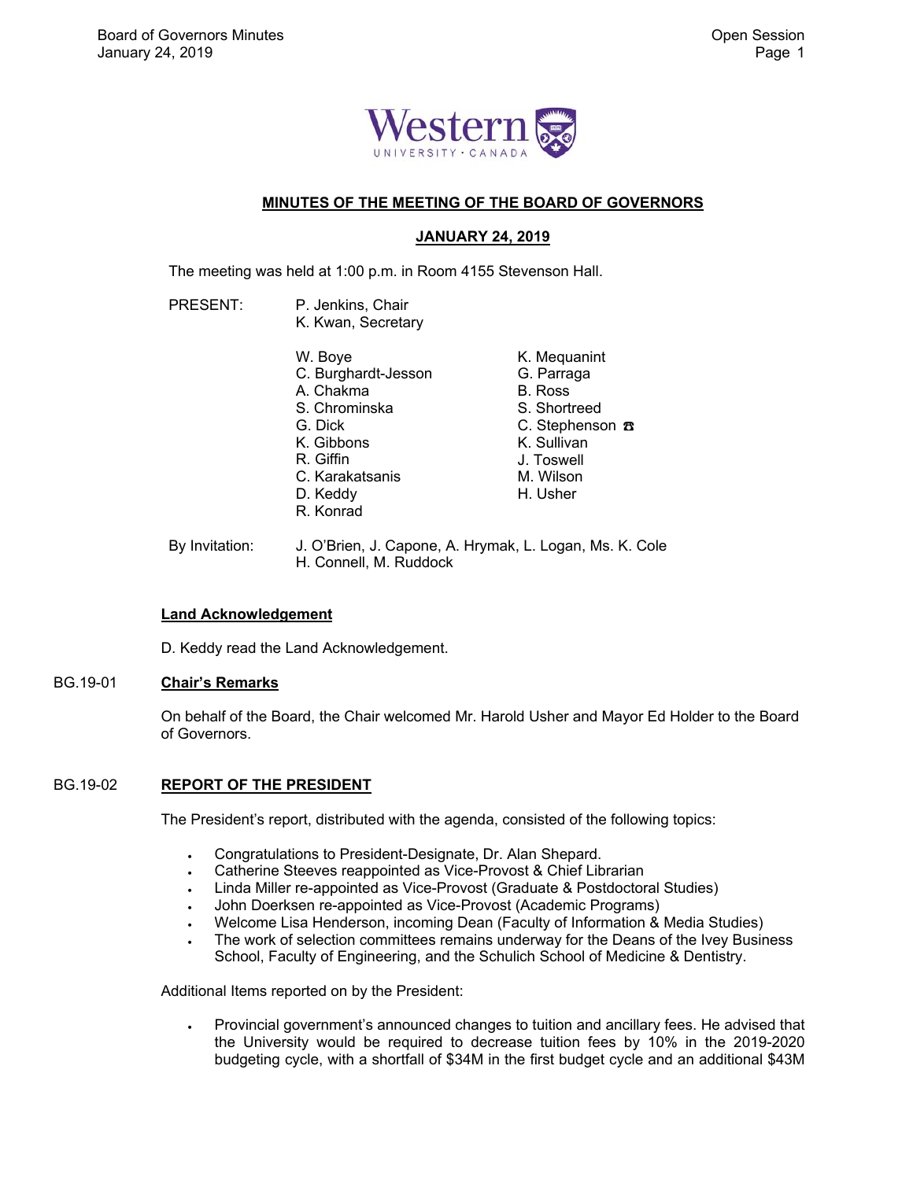# MINUTES OF THE MEETING OF THE BOARD OF GOVERNORS

## JANUARY 24, 2019

The meeting was held at 1:00 p.m. in Room 4155 Stevenson Hall.

PRESENT: P. Jenkins, Chair
K. Kwan, Secretary

W. Boye
C. Burghardt-Jesson
A. Chakma
S. Chrominska
G. Dick
K. Gibbons
R. Giffin
C. Karakatsanis
D. Keddy
R. Konrad
K. Mequanint
G. Parraga
B. Ross
S. Shortreed
C. Stephenson ☎
K. Sullivan
J. Toswell
M. Wilson
H. Usher

By Invitation: J. O'Brien, J. Capone, A. Hrymak, L. Logan, Ms. K. Cole
H. Connell, M. Ruddock

**Land Acknowledgement**

D. Keddy read the Land Acknowledgement.

BG.19-01 **Chair's Remarks**

On behalf of the Board, the Chair welcomed Mr. Harold Usher and Mayor Ed Holder to the Board of Governors.

BG.19-02 **REPORT OF THE PRESIDENT**

The President's report, distributed with the agenda, consisted of the following topics:

- Congratulations to President-Designate, Dr. Alan Shepard.
- Catherine Steeves reappointed as Vice-Provost & Chief Librarian
- Linda Miller re-appointed as Vice-Provost (Graduate & Postdoctoral Studies)
- John Doerksen re-appointed as Vice-Provost (Academic Programs)
- Welcome Lisa Henderson, incoming Dean (Faculty of Information & Media Studies)
- The work of selection committees remains underway for the Deans of the Ivey Business School, Faculty of Engineering, and the Schulich School of Medicine & Dentistry.

Additional Items reported on by the President:

- Provincial government's announced changes to tuition and ancillary fees. He advised that the University would be required to decrease tuition fees by 10% in the 2019-2020 budgeting cycle, with a shortfall of $34M in the first budget cycle and an additional $43M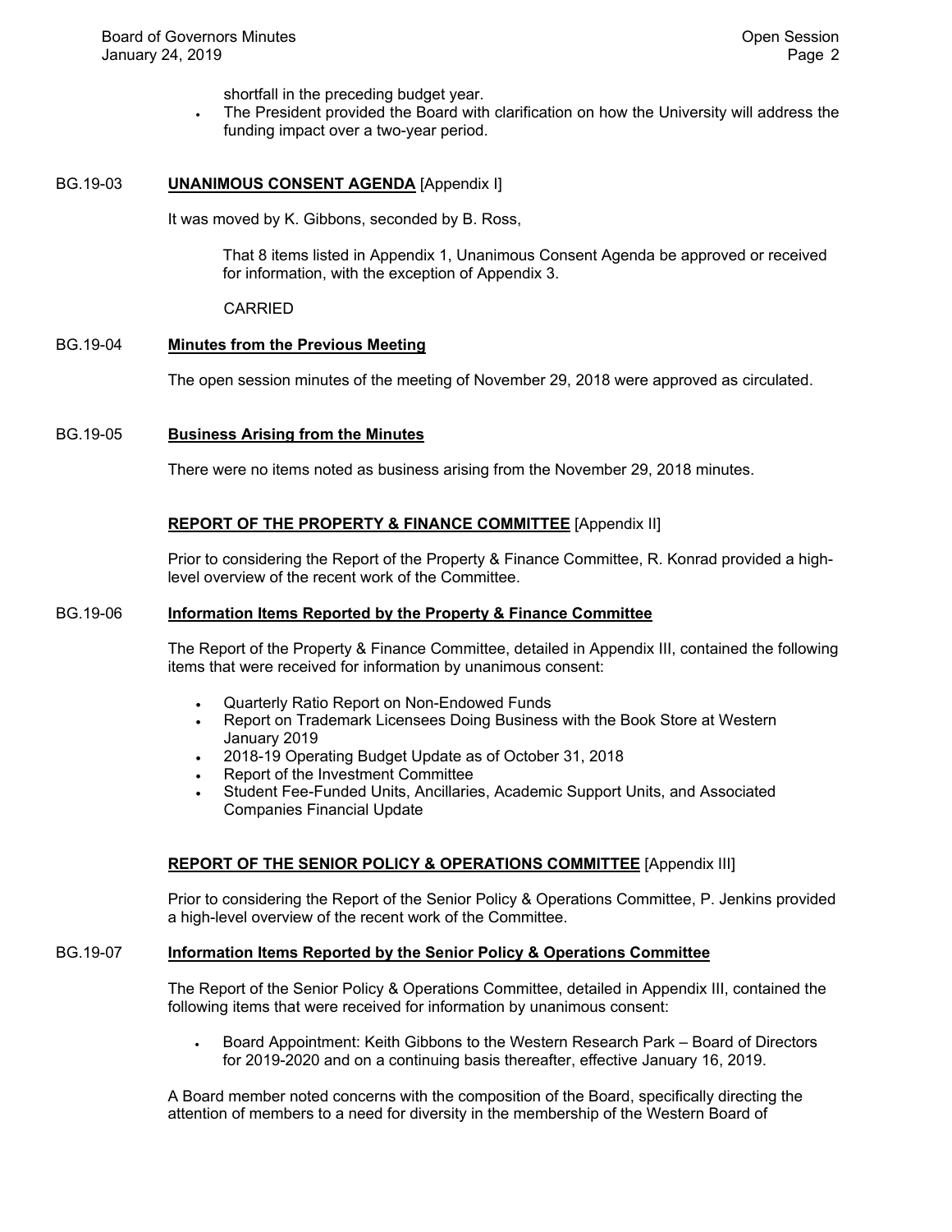shortfall in the preceding budget year.

- The President provided the Board with clarification on how the University will address the funding impact over a two-year period.

BG.19-03 **UNANIMOUS CONSENT AGENDA** [Appendix I]

It was moved by K. Gibbons, seconded by B. Ross,

> That 8 items listed in Appendix 1, Unanimous Consent Agenda be approved or received for information, with the exception of Appendix 3.
>
> CARRIED

BG.19-04 **Minutes from the Previous Meeting**

The open session minutes of the meeting of November 29, 2018 were approved as circulated.

BG.19-05 **Business Arising from the Minutes**

There were no items noted as business arising from the November 29, 2018 minutes.

**REPORT OF THE PROPERTY & FINANCE COMMITTEE** [Appendix II]

Prior to considering the Report of the Property & Finance Committee, R. Konrad provided a high-level overview of the recent work of the Committee.

BG.19-06 **Information Items Reported by the Property & Finance Committee**

The Report of the Property & Finance Committee, detailed in Appendix III, contained the following items that were received for information by unanimous consent:

- Quarterly Ratio Report on Non-Endowed Funds
- Report on Trademark Licensees Doing Business with the Book Store at Western January 2019
- 2018-19 Operating Budget Update as of October 31, 2018
- Report of the Investment Committee
- Student Fee-Funded Units, Ancillaries, Academic Support Units, and Associated Companies Financial Update

**REPORT OF THE SENIOR POLICY & OPERATIONS COMMITTEE** [Appendix III]

Prior to considering the Report of the Senior Policy & Operations Committee, P. Jenkins provided a high-level overview of the recent work of the Committee.

BG.19-07 **Information Items Reported by the Senior Policy & Operations Committee**

The Report of the Senior Policy & Operations Committee, detailed in Appendix III, contained the following items that were received for information by unanimous consent:

- Board Appointment: Keith Gibbons to the Western Research Park – Board of Directors for 2019-2020 and on a continuing basis thereafter, effective January 16, 2019.

A Board member noted concerns with the composition of the Board, specifically directing the attention of members to a need for diversity in the membership of the Western Board of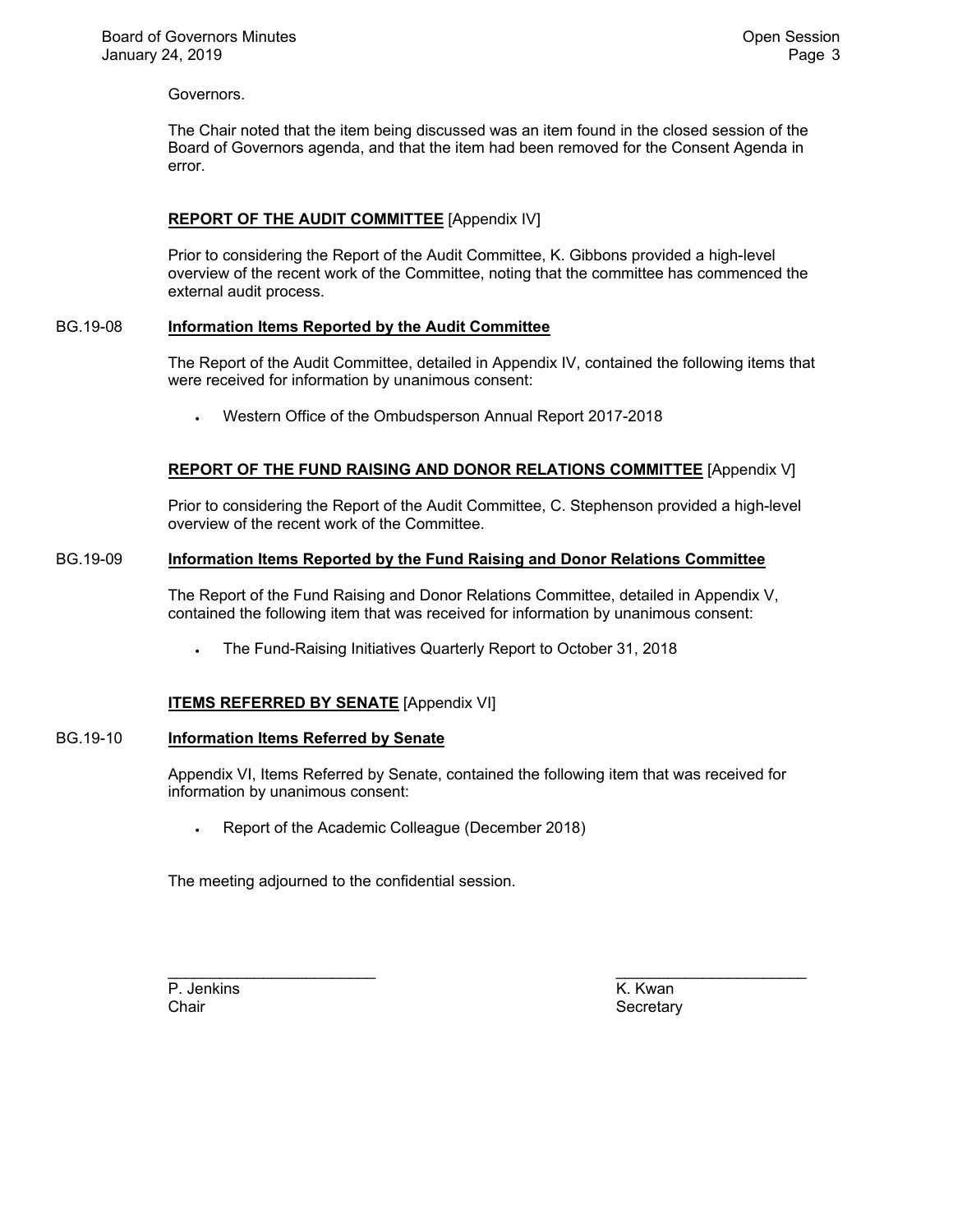Governors.

The Chair noted that the item being discussed was an item found in the closed session of the Board of Governors agenda, and that the item had been removed for the Consent Agenda in error.

**REPORT OF THE AUDIT COMMITTEE** [Appendix IV]

Prior to considering the Report of the Audit Committee, K. Gibbons provided a high-level overview of the recent work of the Committee, noting that the committee has commenced the external audit process.

BG.19-08 **Information Items Reported by the Audit Committee**

The Report of the Audit Committee, detailed in Appendix IV, contained the following items that were received for information by unanimous consent:

- Western Office of the Ombudsperson Annual Report 2017-2018

**REPORT OF THE FUND RAISING AND DONOR RELATIONS COMMITTEE** [Appendix V]

Prior to considering the Report of the Audit Committee, C. Stephenson provided a high-level overview of the recent work of the Committee.

BG.19-09 **Information Items Reported by the Fund Raising and Donor Relations Committee**

The Report of the Fund Raising and Donor Relations Committee, detailed in Appendix V, contained the following item that was received for information by unanimous consent:

- The Fund-Raising Initiatives Quarterly Report to October 31, 2018

**ITEMS REFERRED BY SENATE** [Appendix VI]

BG.19-10 **Information Items Referred by Senate**

Appendix VI, Items Referred by Senate, contained the following item that was received for information by unanimous consent:

- Report of the Academic Colleague (December 2018)

The meeting adjourned to the confidential session.

\_\_\_\_\_\_\_\_\_\_\_\_\_\_\_\_\_\_\_\_\_\_\_\_\_
P. Jenkins
Chair

\_\_\_\_\_\_\_\_\_\_\_\_\_\_\_\_\_\_\_\_\_\_\_\_\_
K. Kwan
Secretary